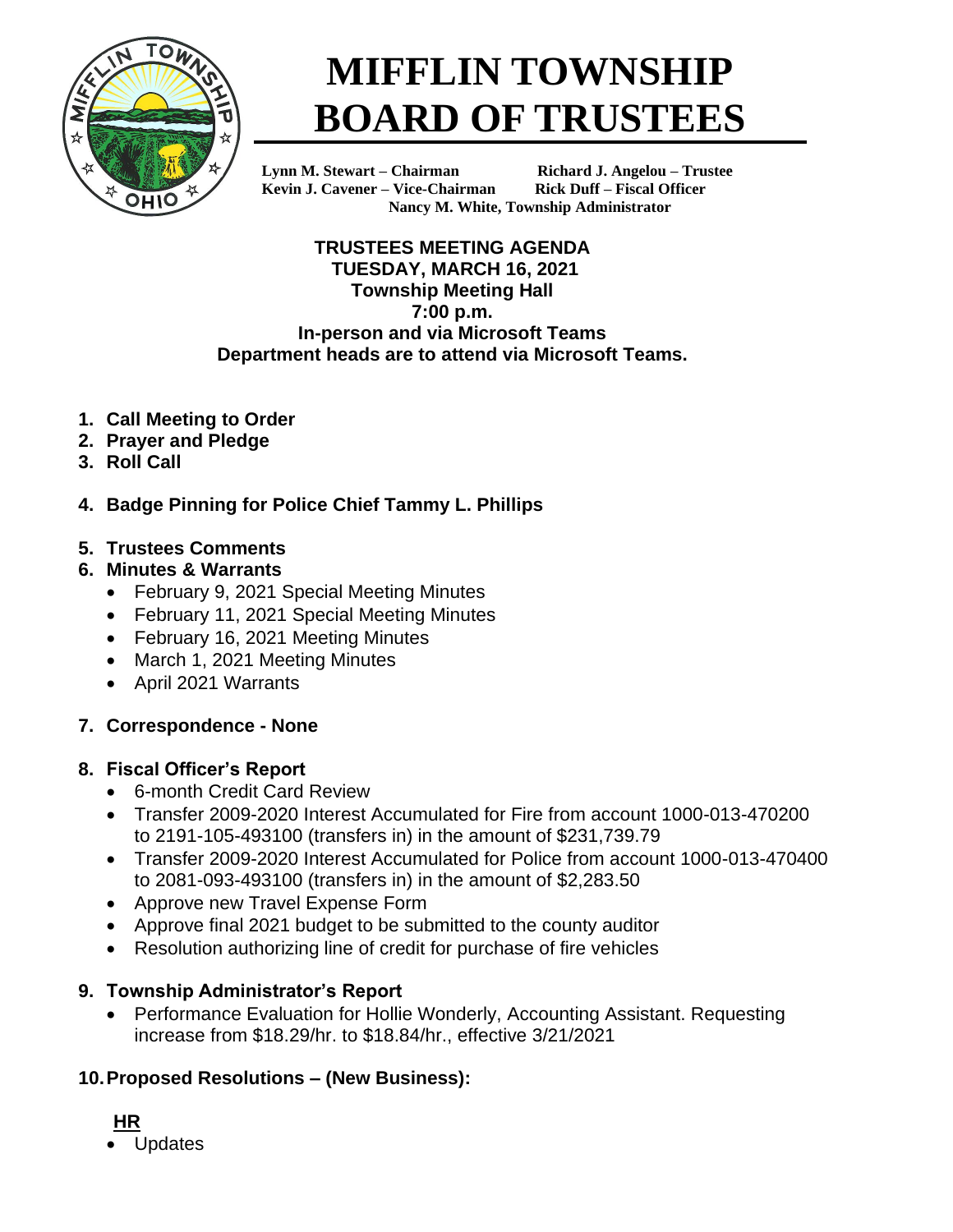# MIFFLIN TOWNSHIP BOARD OF TRUSTEES

**Lynn M. Stewart – Chairman** **Richard J. Angelou – Trustee**
**Kevin J. Cavener – Vice-Chairman** **Rick Duff – Fiscal Officer**
**Nancy M. White, Township Administrator**

**TRUSTEES MEETING AGENDA**
**TUESDAY, MARCH 16, 2021**
**Township Meeting Hall**
**7:00 p.m.**
**In-person and via Microsoft Teams**
**Department heads are to attend via Microsoft Teams.**

1. **Call Meeting to Order**
2. **Prayer and Pledge**
3. **Roll Call**
4. **Badge Pinning for Police Chief Tammy L. Phillips**
5. **Trustees Comments**
6. **Minutes & Warrants**
   - February 9, 2021 Special Meeting Minutes
   - February 11, 2021 Special Meeting Minutes
   - February 16, 2021 Meeting Minutes
   - March 1, 2021 Meeting Minutes
   - April 2021 Warrants
7. **Correspondence - None**
8. **Fiscal Officer's Report**
   - 6-month Credit Card Review
   - Transfer 2009-2020 Interest Accumulated for Fire from account 1000-013-470200 to 2191-105-493100 (transfers in) in the amount of $231,739.79
   - Transfer 2009-2020 Interest Accumulated for Police from account 1000-013-470400 to 2081-093-493100 (transfers in) in the amount of $2,283.50
   - Approve new Travel Expense Form
   - Approve final 2021 budget to be submitted to the county auditor
   - Resolution authorizing line of credit for purchase of fire vehicles
9. **Township Administrator's Report**
   - Performance Evaluation for Hollie Wonderly, Accounting Assistant. Requesting increase from $18.29/hr. to $18.84/hr., effective 3/21/2021
10. **Proposed Resolutions – (New Business):**

**HR**

- Updates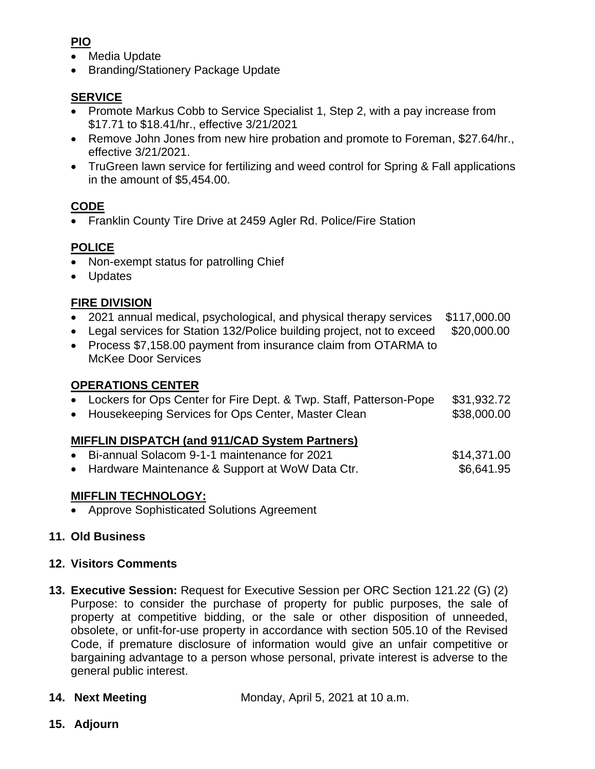**PIO**

- Media Update
- Branding/Stationery Package Update

**SERVICE**

- Promote Markus Cobb to Service Specialist 1, Step 2, with a pay increase from \$17.71 to \$18.41/hr., effective 3/21/2021
- Remove John Jones from new hire probation and promote to Foreman, \$27.64/hr., effective 3/21/2021.
- TruGreen lawn service for fertilizing and weed control for Spring & Fall applications in the amount of \$5,454.00.

**CODE**

- Franklin County Tire Drive at 2459 Agler Rd. Police/Fire Station

**POLICE**

- Non-exempt status for patrolling Chief
- Updates

**FIRE DIVISION**

- 2021 annual medical, psychological, and physical therapy services \$117,000.00
- Legal services for Station 132/Police building project, not to exceed \$20,000.00
- Process \$7,158.00 payment from insurance claim from OTARMA to McKee Door Services

**OPERATIONS CENTER**

- Lockers for Ops Center for Fire Dept. & Twp. Staff, Patterson-Pope \$31,932.72
- Housekeeping Services for Ops Center, Master Clean \$38,000.00

**MIFFLIN DISPATCH (and 911/CAD System Partners)**

- Bi-annual Solacom 9-1-1 maintenance for 2021 \$14,371.00
- Hardware Maintenance & Support at WoW Data Ctr. \$6,641.95

**MIFFLIN TECHNOLOGY:**

- Approve Sophisticated Solutions Agreement

**11. Old Business**

**12. Visitors Comments**

**13. Executive Session:** Request for Executive Session per ORC Section 121.22 (G) (2) Purpose: to consider the purchase of property for public purposes, the sale of property at competitive bidding, or the sale or other disposition of unneeded, obsolete, or unfit-for-use property in accordance with section 505.10 of the Revised Code, if premature disclosure of information would give an unfair competitive or bargaining advantage to a person whose personal, private interest is adverse to the general public interest.

**14. Next Meeting** Monday, April 5, 2021 at 10 a.m.

**15. Adjourn**